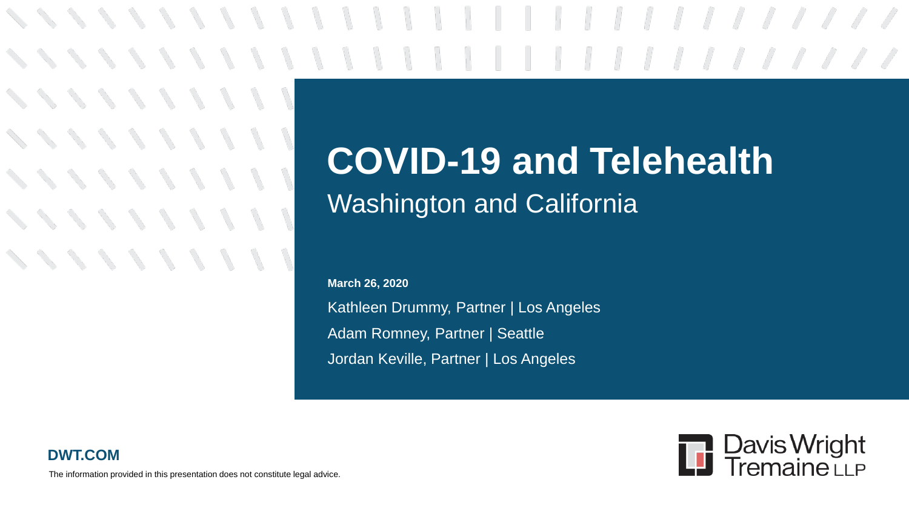# COVID-19 and Telehealth

## Washington and California

**March 26, 2020**

Kathleen Drummy, Partner | Los Angeles

Adam Romney, Partner | Seattle

Jordan Keville, Partner | Los Angeles

**DWT.COM**

The information provided in this presentation does not constitute legal advice.

Davis Wright Tremaine LLP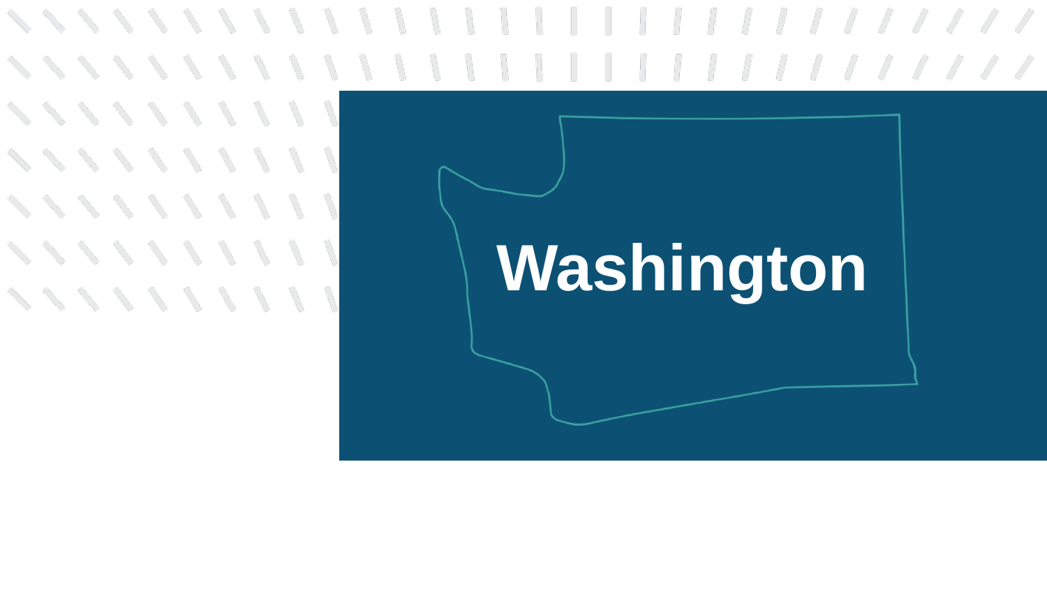# Washington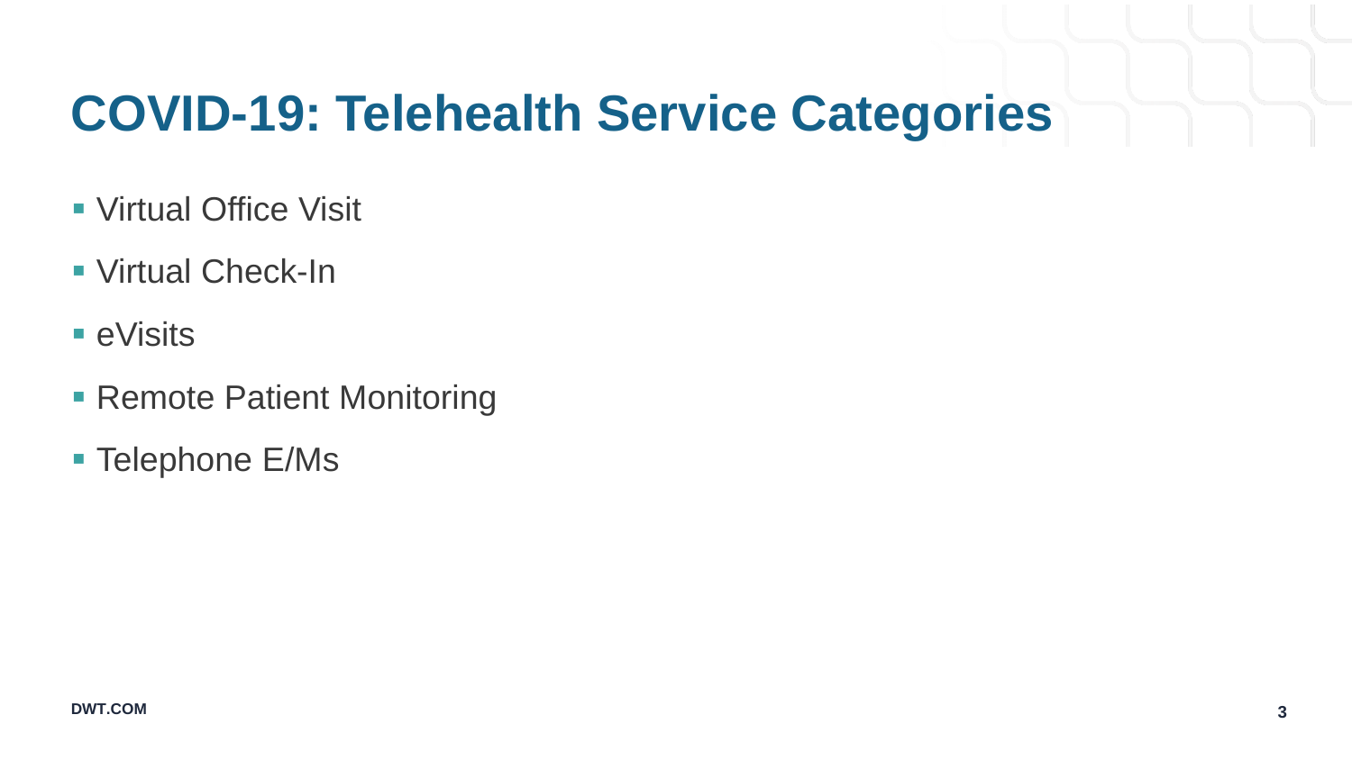# COVID-19: Telehealth Service Categories

- Virtual Office Visit
- Virtual Check-In
- eVisits
- Remote Patient Monitoring
- Telephone E/Ms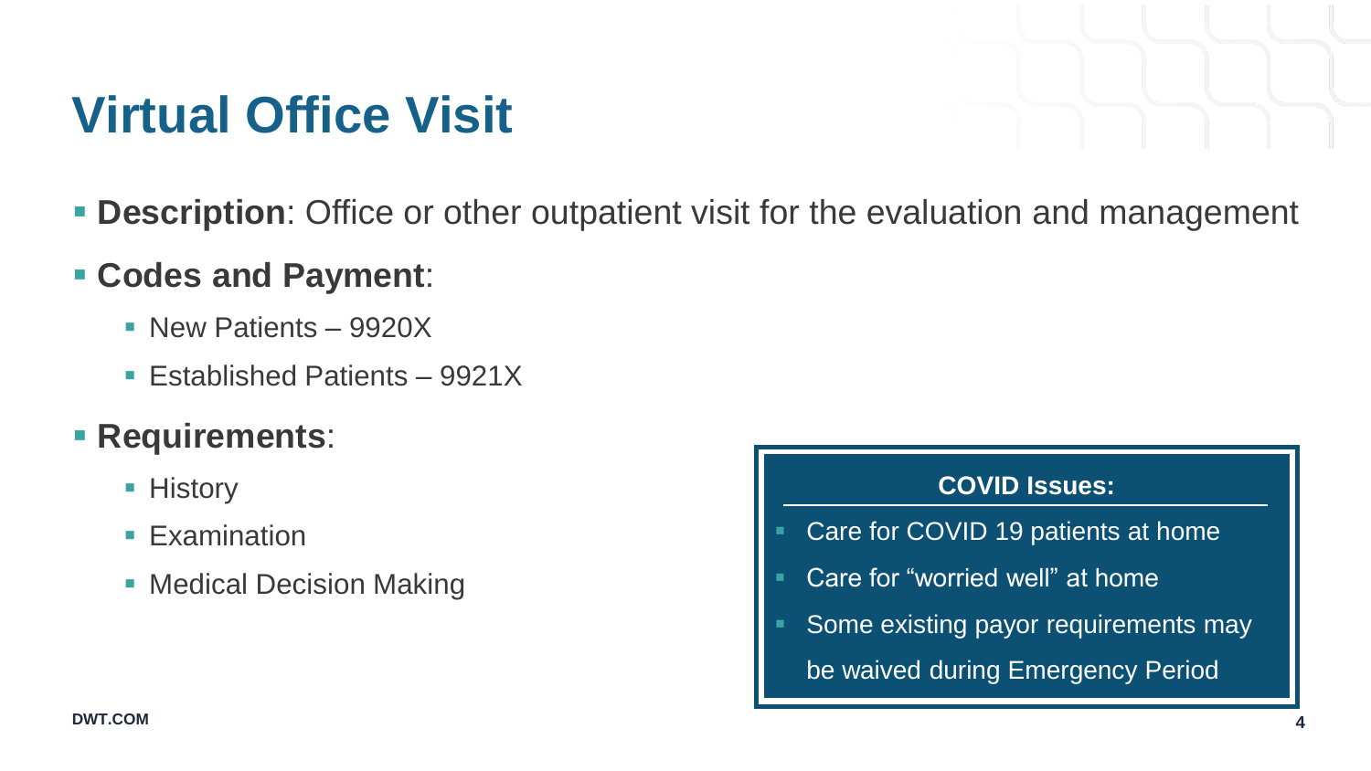# Virtual Office Visit

- **Description**: Office or other outpatient visit for the evaluation and management
- **Codes and Payment**:
  - New Patients – 9920X
  - Established Patients – 9921X
- **Requirements**:
  - History
  - Examination
  - Medical Decision Making

**COVID Issues:**

- Care for COVID 19 patients at home
- Care for "worried well" at home
- Some existing payor requirements may be waived during Emergency Period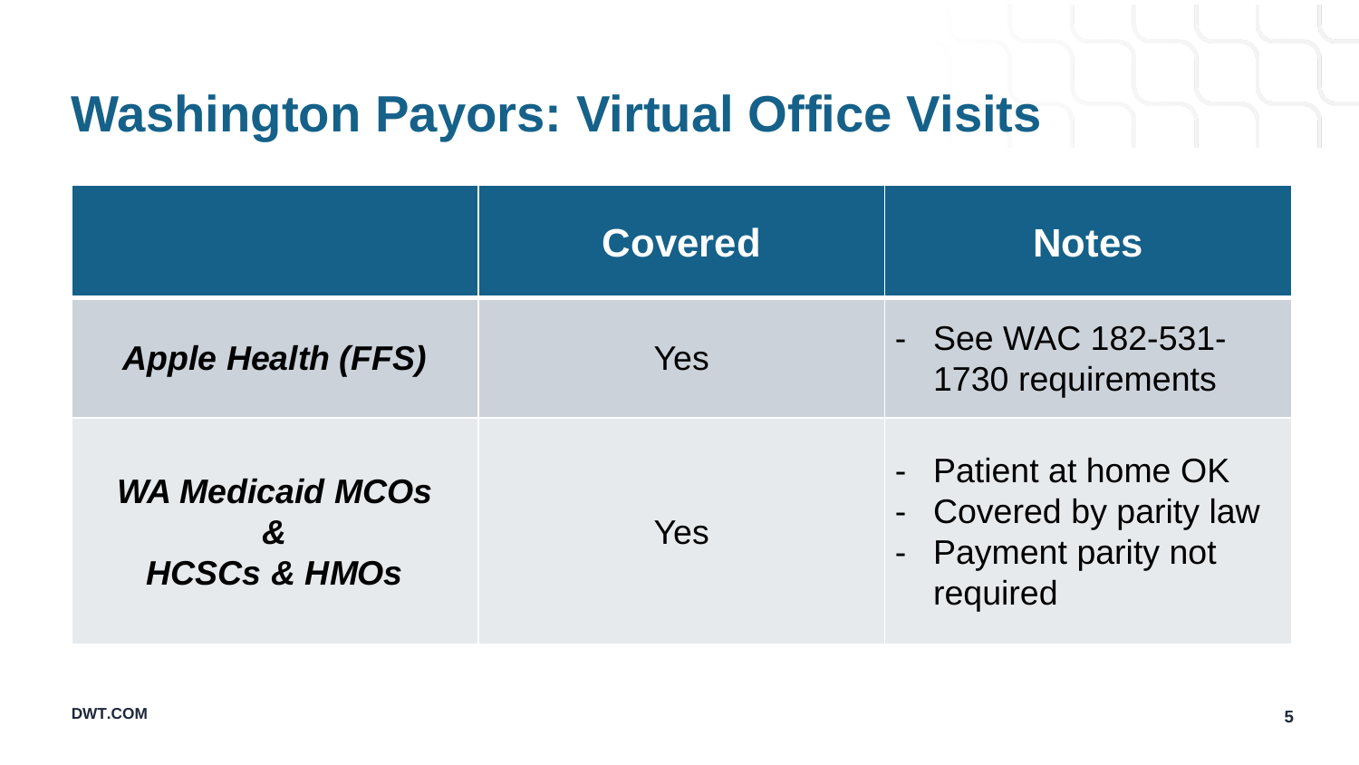# Washington Payors: Virtual Office Visits

| | Covered | Notes |
|---|---|---|
| ***Apple Health (FFS)*** | Yes | - See WAC 182-531-1730 requirements |
| ***WA Medicaid MCOs & HCSCs & HMOs*** | Yes | - Patient at home OK<br>- Covered by parity law<br>- Payment parity not required |

DWT.COM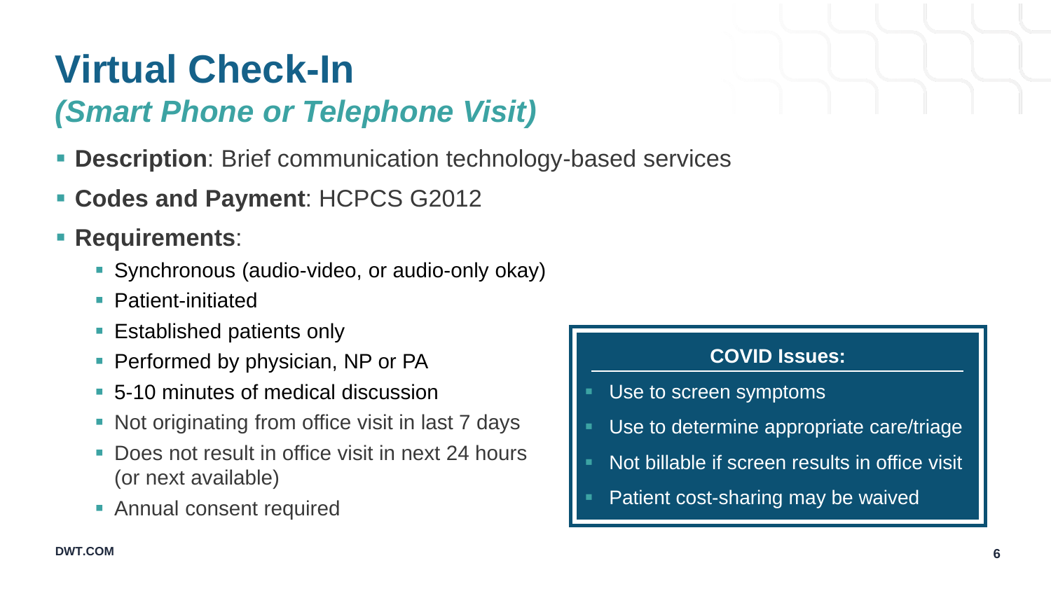# Virtual Check-In

## *(Smart Phone or Telephone Visit)*

- **Description**: Brief communication technology-based services
- **Codes and Payment**: HCPCS G2012
- **Requirements**:
  - Synchronous (audio-video, or audio-only okay)
  - Patient-initiated
  - Established patients only
  - Performed by physician, NP or PA
  - 5-10 minutes of medical discussion
  - Not originating from office visit in last 7 days
  - Does not result in office visit in next 24 hours (or next available)
  - Annual consent required

**COVID Issues:**

- Use to screen symptoms
- Use to determine appropriate care/triage
- Not billable if screen results in office visit
- Patient cost-sharing may be waived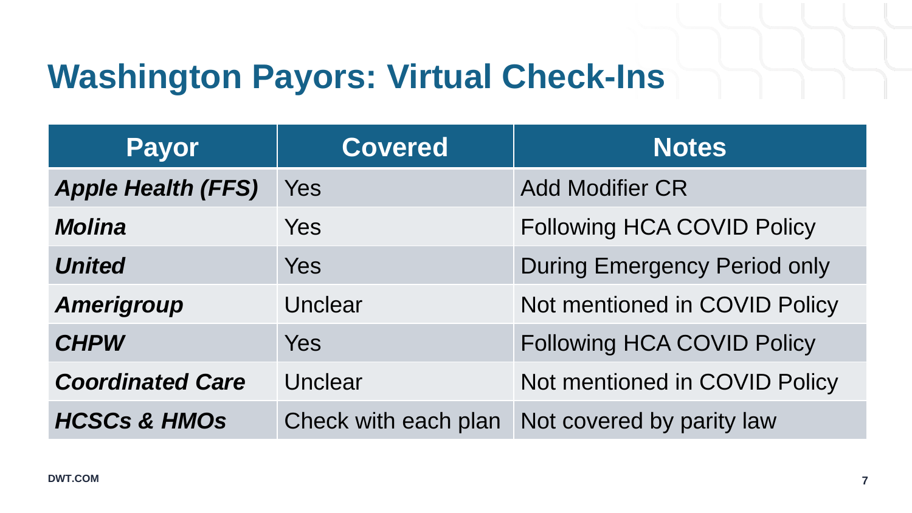# Washington Payors: Virtual Check-Ins

| Payor | Covered | Notes |
| --- | --- | --- |
| ***Apple Health (FFS)*** | Yes | Add Modifier CR |
| ***Molina*** | Yes | Following HCA COVID Policy |
| ***United*** | Yes | During Emergency Period only |
| ***Amerigroup*** | Unclear | Not mentioned in COVID Policy |
| ***CHPW*** | Yes | Following HCA COVID Policy |
| ***Coordinated Care*** | Unclear | Not mentioned in COVID Policy |
| ***HCSCs & HMOs*** | Check with each plan | Not covered by parity law |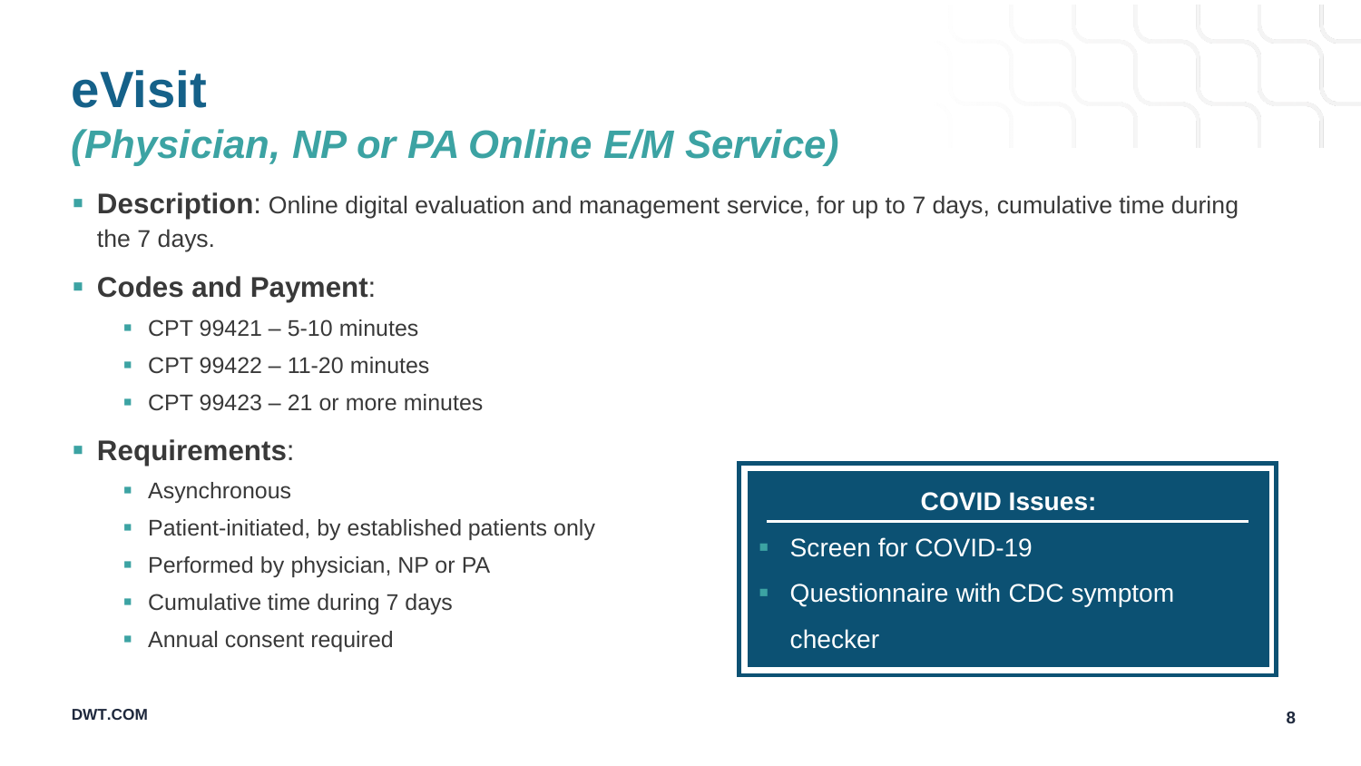# eVisit

## *(Physician, NP or PA Online E/M Service)*

- **Description**: Online digital evaluation and management service, for up to 7 days, cumulative time during the 7 days.
- **Codes and Payment**:
  - CPT 99421 – 5-10 minutes
  - CPT 99422 – 11-20 minutes
  - CPT 99423 – 21 or more minutes
- **Requirements**:
  - Asynchronous
  - Patient-initiated, by established patients only
  - Performed by physician, NP or PA
  - Cumulative time during 7 days
  - Annual consent required

**COVID Issues:**

- Screen for COVID-19
- Questionnaire with CDC symptom checker

DWT.COM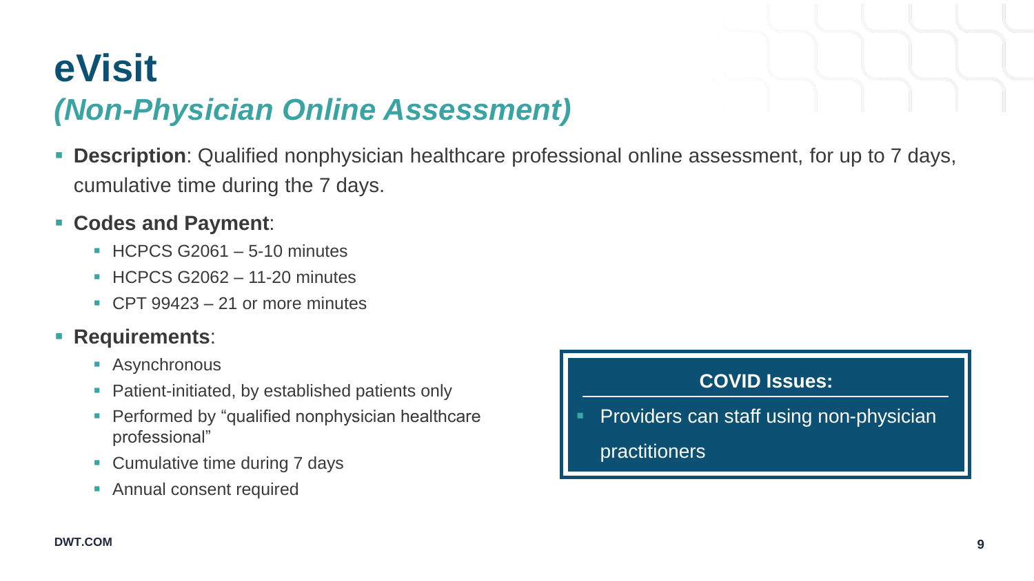# eVisit
## *(Non-Physician Online Assessment)*

- **Description**: Qualified nonphysician healthcare professional online assessment, for up to 7 days, cumulative time during the 7 days.
- **Codes and Payment**:
  - HCPCS G2061 – 5-10 minutes
  - HCPCS G2062 – 11-20 minutes
  - CPT 99423 – 21 or more minutes
- **Requirements**:
  - Asynchronous
  - Patient-initiated, by established patients only
  - Performed by "qualified nonphysician healthcare professional"
  - Cumulative time during 7 days
  - Annual consent required

**COVID Issues:**

- Providers can staff using non-physician practitioners

DWT.COM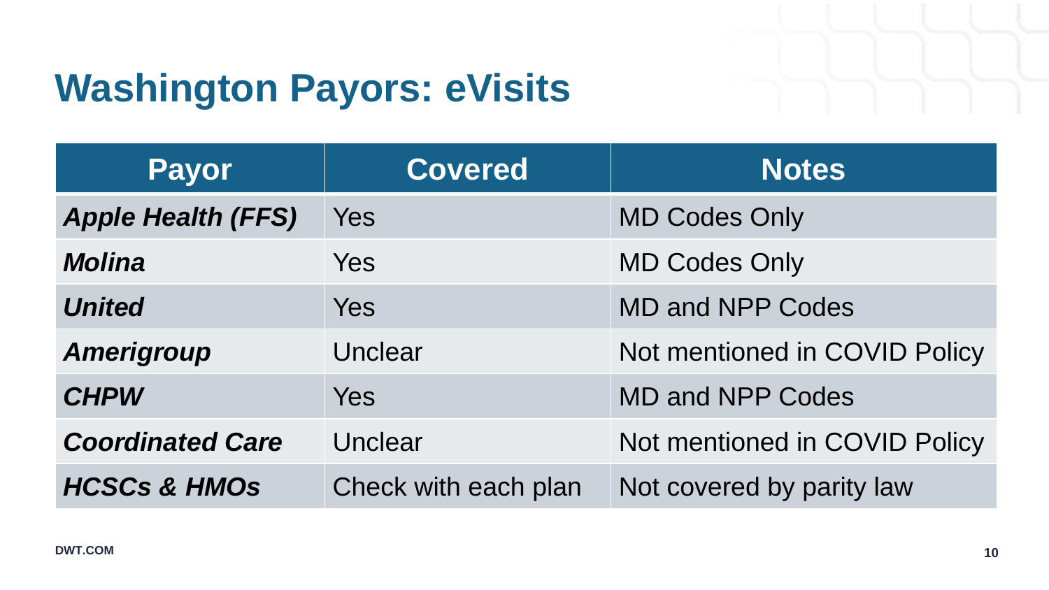# Washington Payors: eVisits

| Payor | Covered | Notes |
|---|---|---|
| ***Apple Health (FFS)*** | Yes | MD Codes Only |
| ***Molina*** | Yes | MD Codes Only |
| ***United*** | Yes | MD and NPP Codes |
| ***Amerigroup*** | Unclear | Not mentioned in COVID Policy |
| ***CHPW*** | Yes | MD and NPP Codes |
| ***Coordinated Care*** | Unclear | Not mentioned in COVID Policy |
| ***HCSCs & HMOs*** | Check with each plan | Not covered by parity law |

DWT.COM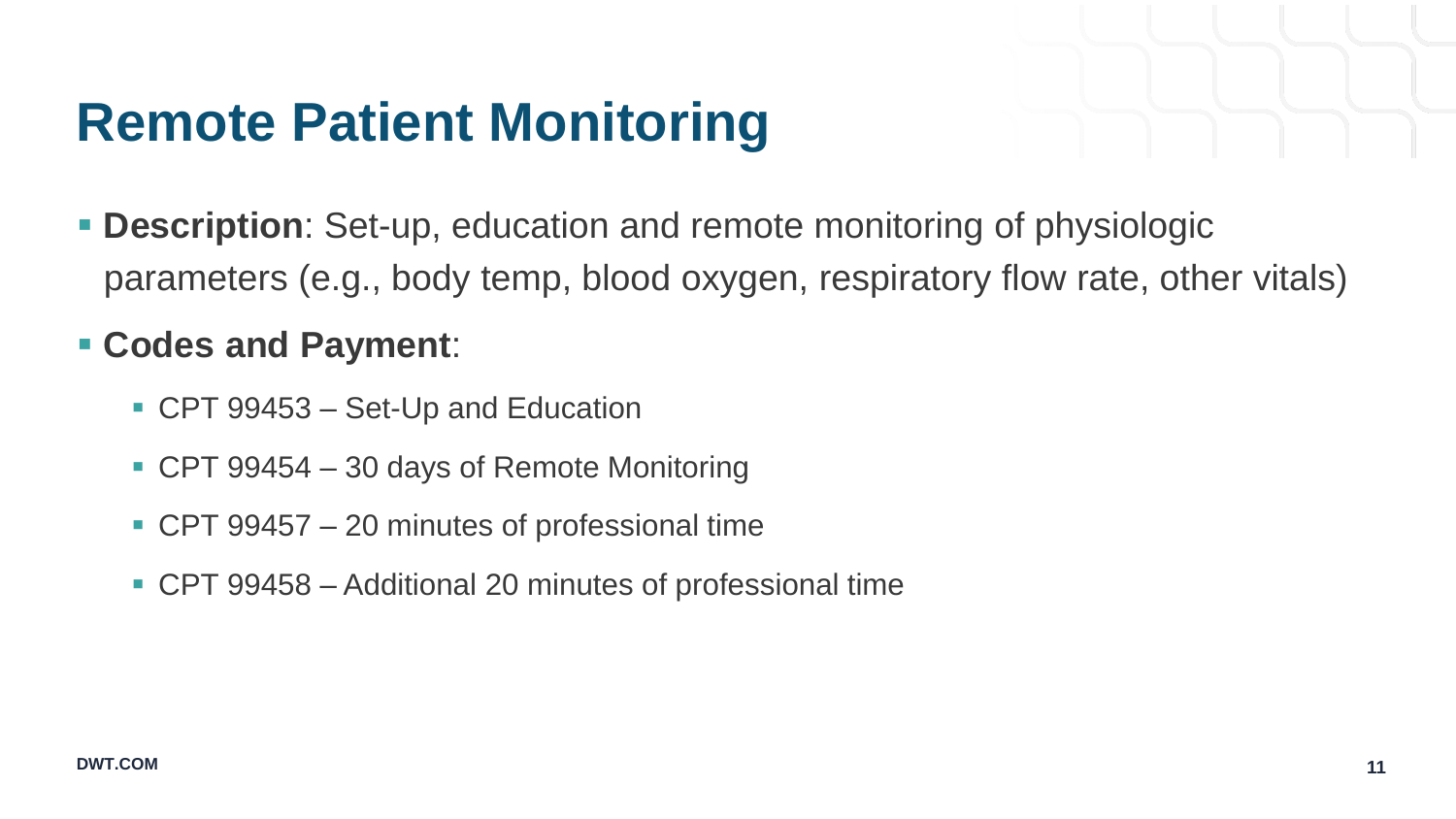# Remote Patient Monitoring

- **Description**: Set-up, education and remote monitoring of physiologic parameters (e.g., body temp, blood oxygen, respiratory flow rate, other vitals)
- **Codes and Payment**:
  - CPT 99453 – Set-Up and Education
  - CPT 99454 – 30 days of Remote Monitoring
  - CPT 99457 – 20 minutes of professional time
  - CPT 99458 – Additional 20 minutes of professional time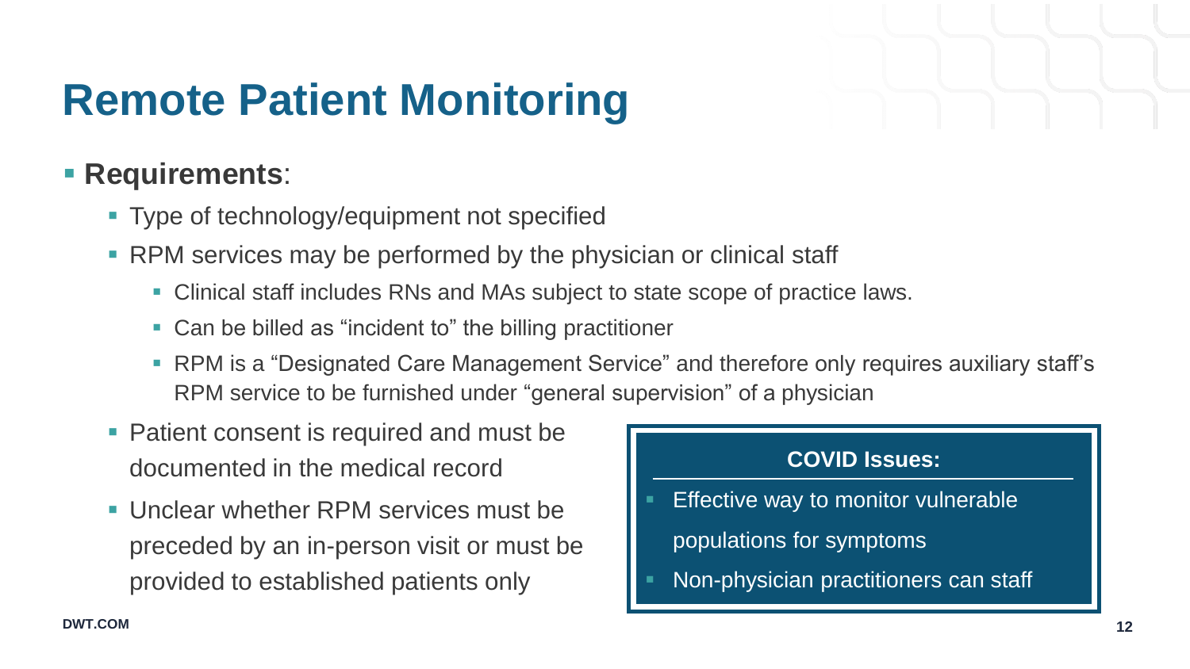# Remote Patient Monitoring

- **Requirements**:
  - Type of technology/equipment not specified
  - RPM services may be performed by the physician or clinical staff
    - Clinical staff includes RNs and MAs subject to state scope of practice laws.
    - Can be billed as "incident to" the billing practitioner
    - RPM is a "Designated Care Management Service" and therefore only requires auxiliary staff's RPM service to be furnished under "general supervision" of a physician
  - Patient consent is required and must be documented in the medical record
  - Unclear whether RPM services must be preceded by an in-person visit or must be provided to established patients only

**COVID Issues:**

- Effective way to monitor vulnerable populations for symptoms
- Non-physician practitioners can staff

DWT.COM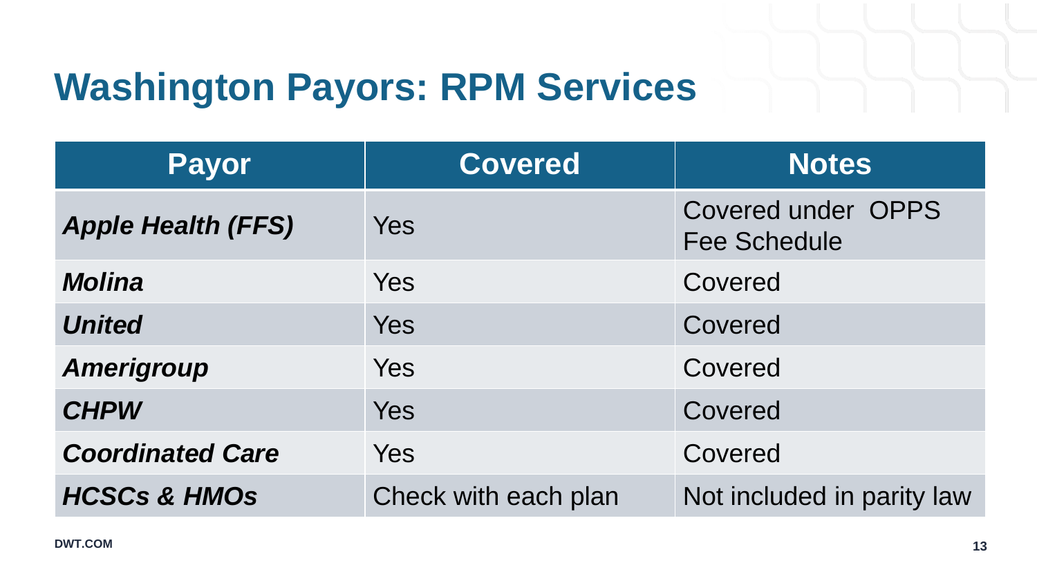# Washington Payors: RPM Services

| Payor | Covered | Notes |
|---|---|---|
| ***Apple Health (FFS)*** | Yes | Covered under OPPS Fee Schedule |
| ***Molina*** | Yes | Covered |
| ***United*** | Yes | Covered |
| ***Amerigroup*** | Yes | Covered |
| ***CHPW*** | Yes | Covered |
| ***Coordinated Care*** | Yes | Covered |
| ***HCSCs & HMOs*** | Check with each plan | Not included in parity law |

DWT.COM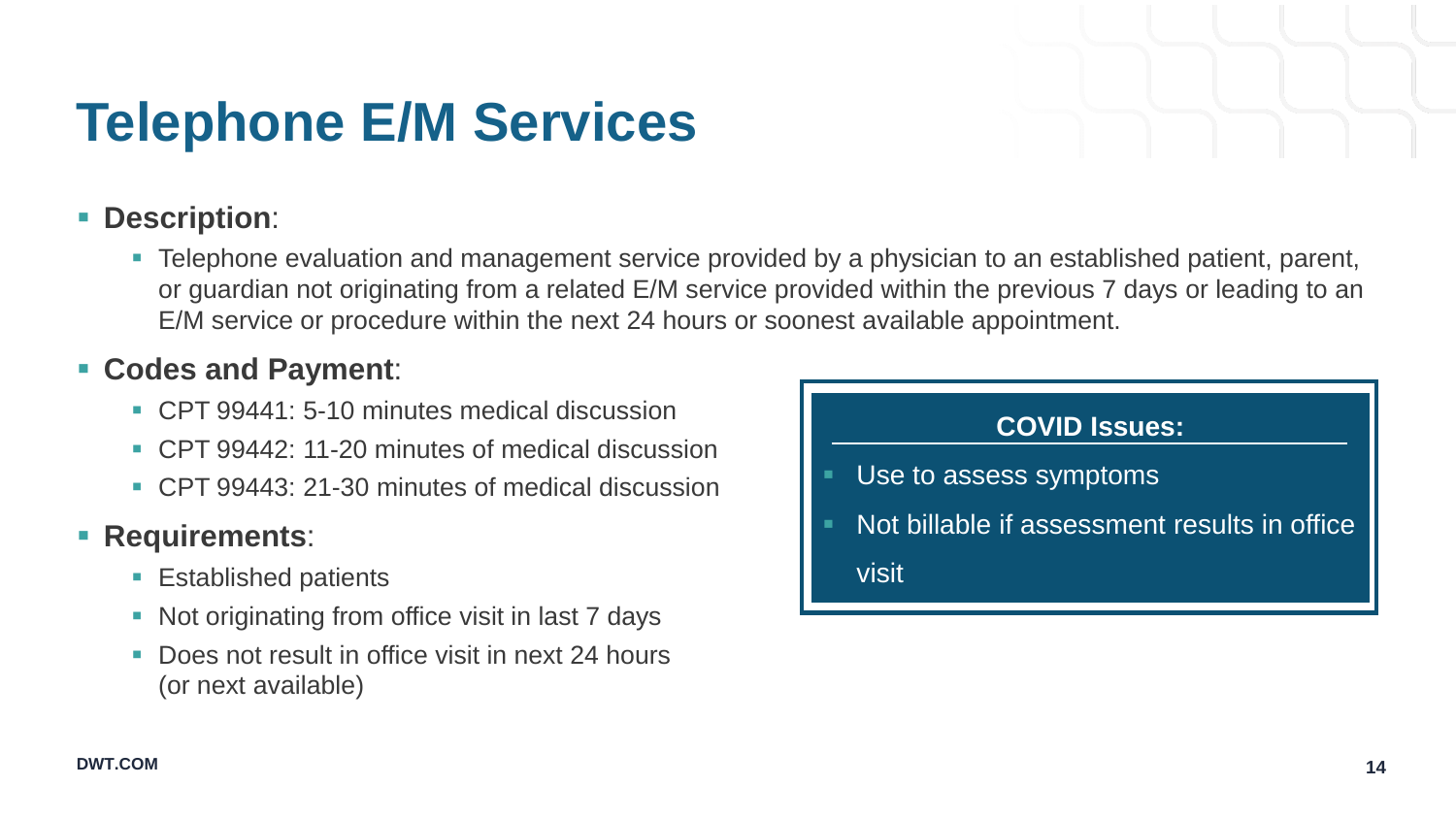# Telephone E/M Services

- **Description**:
  - Telephone evaluation and management service provided by a physician to an established patient, parent, or guardian not originating from a related E/M service provided within the previous 7 days or leading to an E/M service or procedure within the next 24 hours or soonest available appointment.
- **Codes and Payment**:
  - CPT 99441: 5-10 minutes medical discussion
  - CPT 99442: 11-20 minutes of medical discussion
  - CPT 99443: 21-30 minutes of medical discussion
- **Requirements**:
  - Established patients
  - Not originating from office visit in last 7 days
  - Does not result in office visit in next 24 hours (or next available)

**COVID Issues:**

- Use to assess symptoms
- Not billable if assessment results in office visit

DWT.COM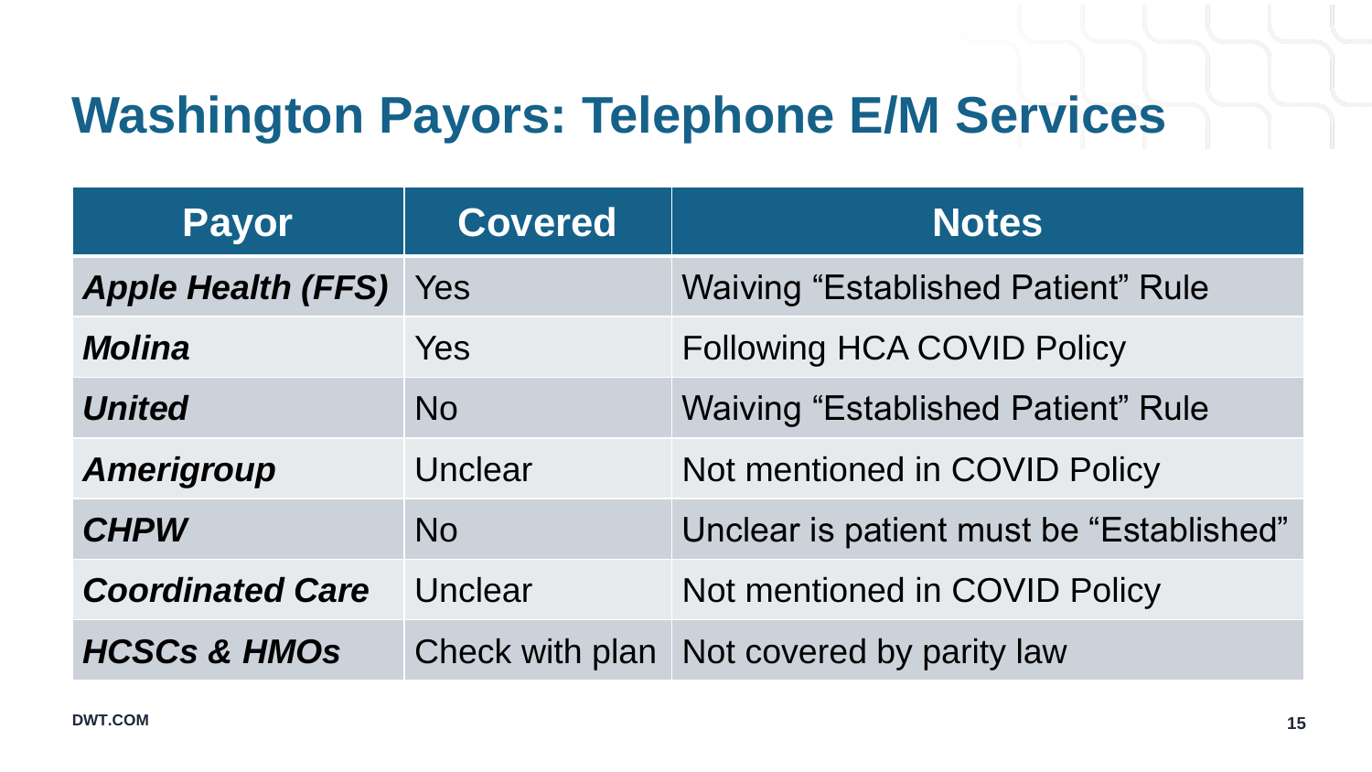# Washington Payors: Telephone E/M Services

| Payor | Covered | Notes |
|---|---|---|
| ***Apple Health (FFS)*** | Yes | Waiving "Established Patient" Rule |
| ***Molina*** | Yes | Following HCA COVID Policy |
| ***United*** | No | Waiving "Established Patient" Rule |
| ***Amerigroup*** | Unclear | Not mentioned in COVID Policy |
| ***CHPW*** | No | Unclear is patient must be "Established" |
| ***Coordinated Care*** | Unclear | Not mentioned in COVID Policy |
| ***HCSCs & HMOs*** | Check with plan | Not covered by parity law |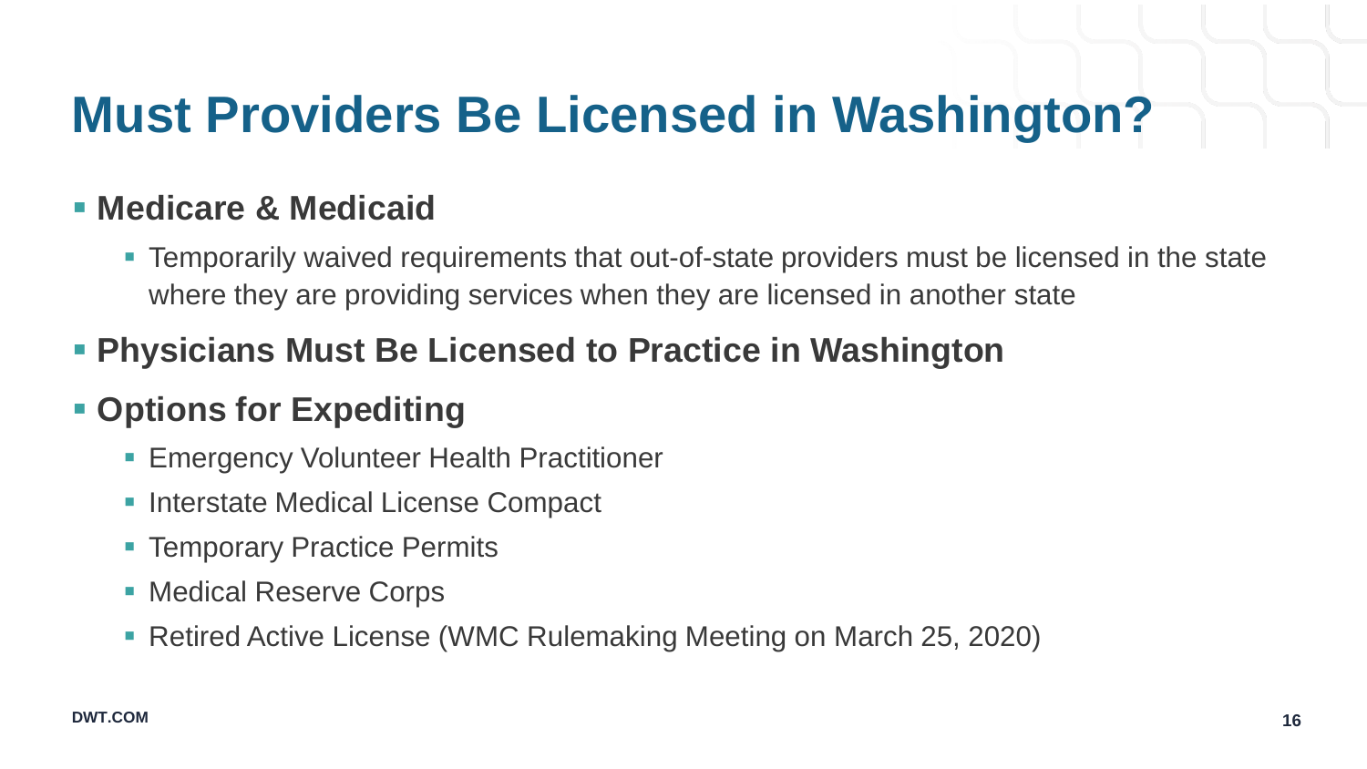# Must Providers Be Licensed in Washington?

- **Medicare & Medicaid**
  - Temporarily waived requirements that out-of-state providers must be licensed in the state where they are providing services when they are licensed in another state
- **Physicians Must Be Licensed to Practice in Washington**
- **Options for Expediting**
  - Emergency Volunteer Health Practitioner
  - Interstate Medical License Compact
  - Temporary Practice Permits
  - Medical Reserve Corps
  - Retired Active License (WMC Rulemaking Meeting on March 25, 2020)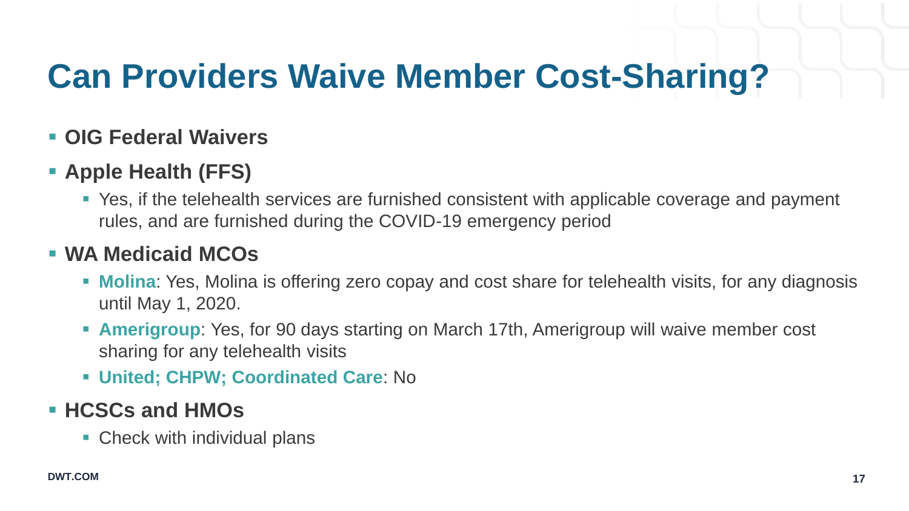# Can Providers Waive Member Cost-Sharing?

- **OIG Federal Waivers**
- **Apple Health (FFS)**
  - Yes, if the telehealth services are furnished consistent with applicable coverage and payment rules, and are furnished during the COVID-19 emergency period
- **WA Medicaid MCOs**
  - **Molina**: Yes, Molina is offering zero copay and cost share for telehealth visits, for any diagnosis until May 1, 2020.
  - **Amerigroup**: Yes, for 90 days starting on March 17th, Amerigroup will waive member cost sharing for any telehealth visits
  - **United; CHPW; Coordinated Care**: No
- **HCSCs and HMOs**
  - Check with individual plans

DWT.COM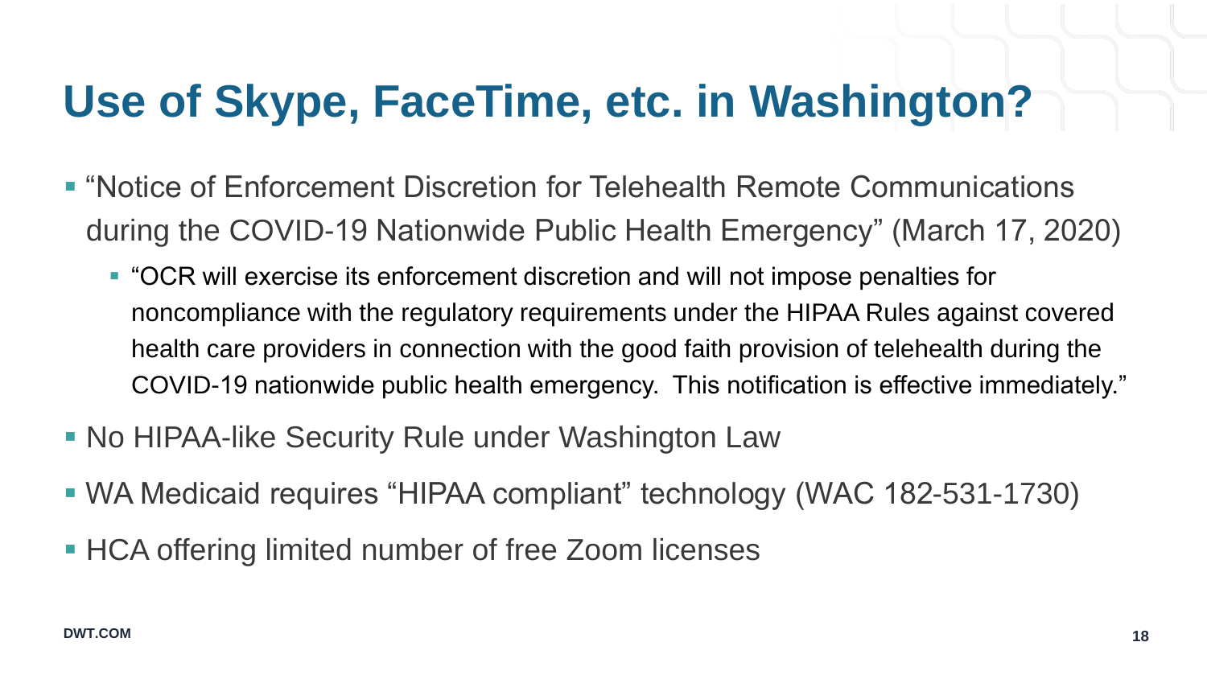# Use of Skype, FaceTime, etc. in Washington?

- "Notice of Enforcement Discretion for Telehealth Remote Communications during the COVID-19 Nationwide Public Health Emergency" (March 17, 2020)
  - "OCR will exercise its enforcement discretion and will not impose penalties for noncompliance with the regulatory requirements under the HIPAA Rules against covered health care providers in connection with the good faith provision of telehealth during the COVID-19 nationwide public health emergency. This notification is effective immediately."
- No HIPAA-like Security Rule under Washington Law
- WA Medicaid requires "HIPAA compliant" technology (WAC 182-531-1730)
- HCA offering limited number of free Zoom licenses

DWT.COM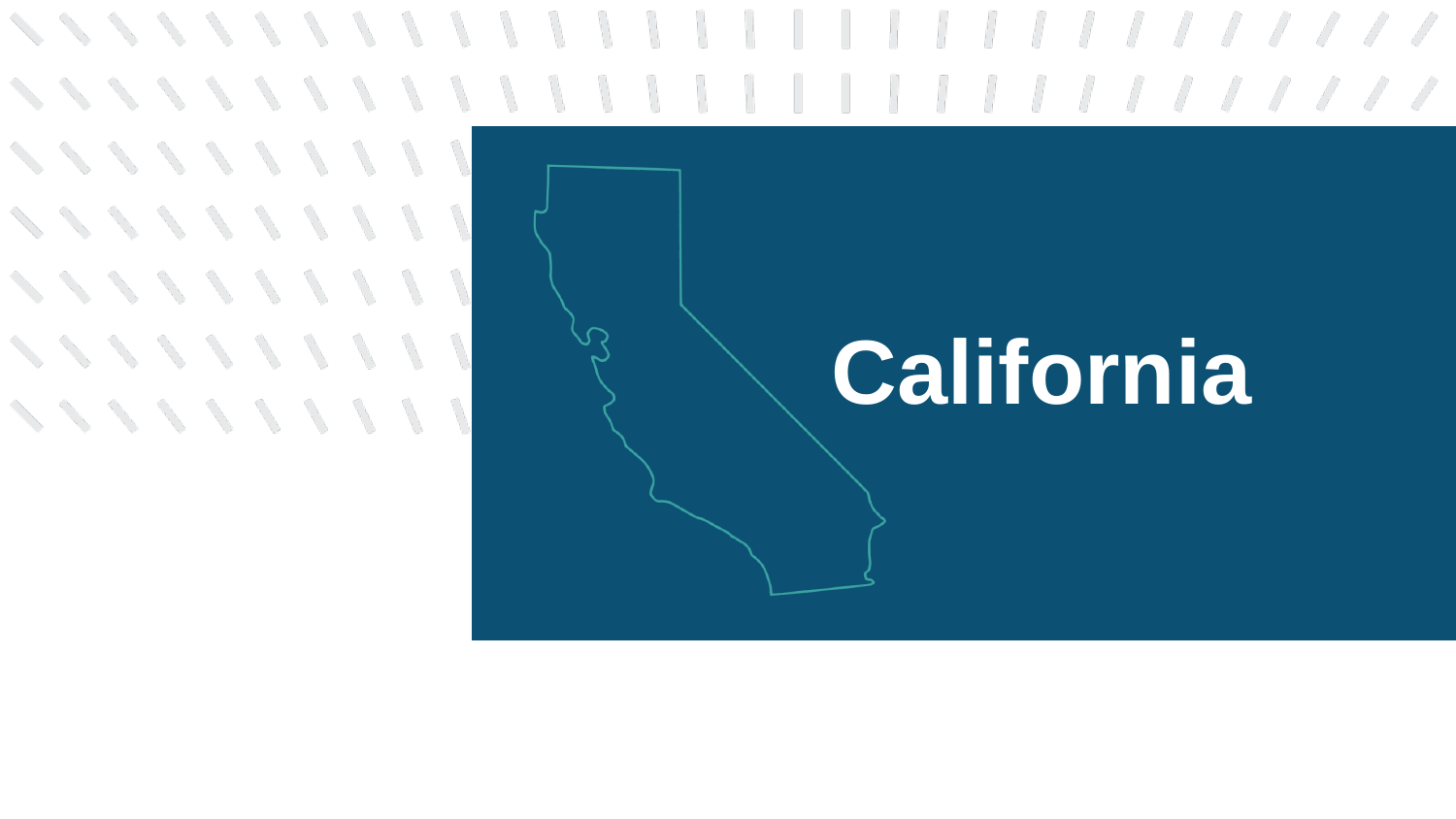# California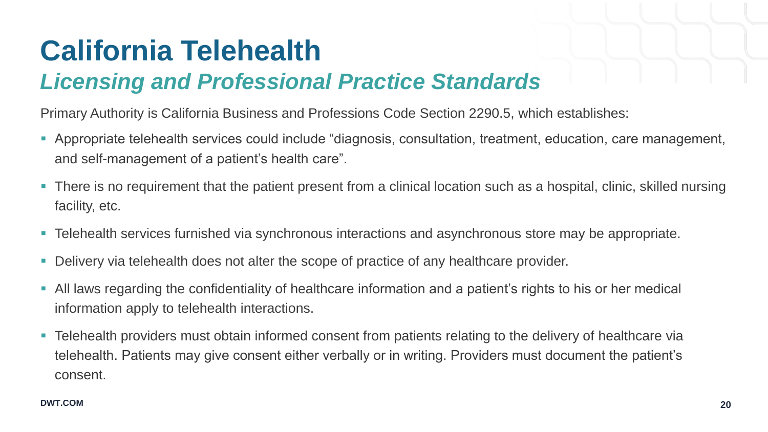# California Telehealth

## *Licensing and Professional Practice Standards*

Primary Authority is California Business and Professions Code Section 2290.5, which establishes:

- Appropriate telehealth services could include “diagnosis, consultation, treatment, education, care management, and self-management of a patient’s health care”.
- There is no requirement that the patient present from a clinical location such as a hospital, clinic, skilled nursing facility, etc.
- Telehealth services furnished via synchronous interactions and asynchronous store may be appropriate.
- Delivery via telehealth does not alter the scope of practice of any healthcare provider.
- All laws regarding the confidentiality of healthcare information and a patient’s rights to his or her medical information apply to telehealth interactions.
- Telehealth providers must obtain informed consent from patients relating to the delivery of healthcare via telehealth. Patients may give consent either verbally or in writing. Providers must document the patient’s consent.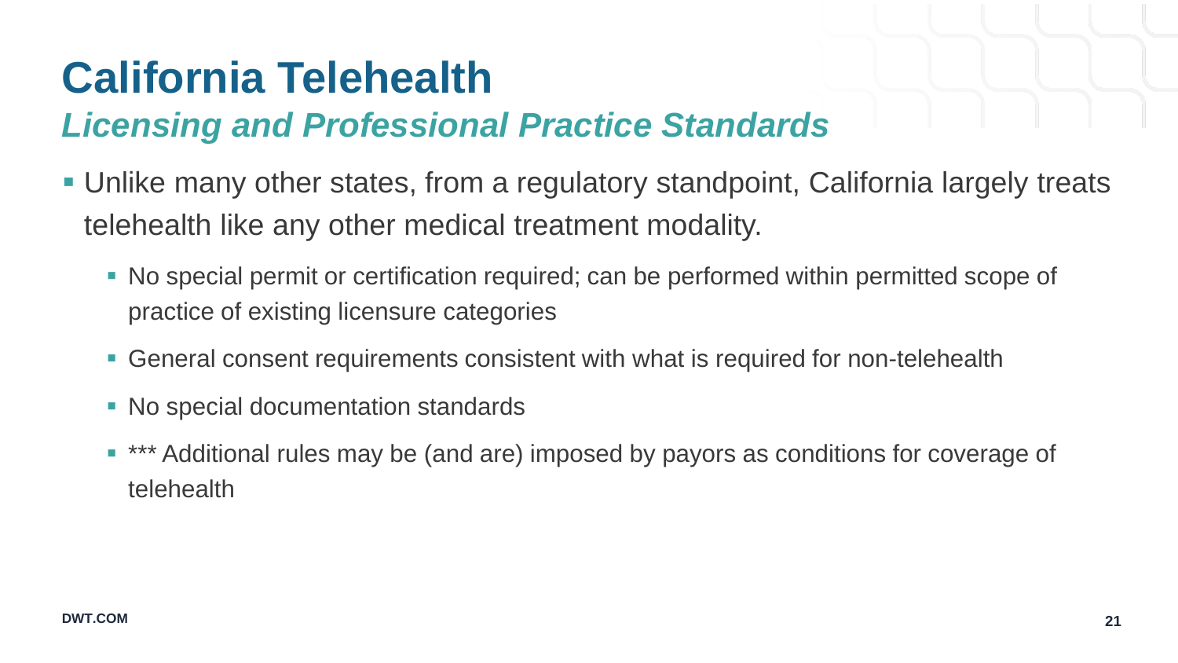# California Telehealth

## *Licensing and Professional Practice Standards*

- Unlike many other states, from a regulatory standpoint, California largely treats telehealth like any other medical treatment modality.
  - No special permit or certification required; can be performed within permitted scope of practice of existing licensure categories
  - General consent requirements consistent with what is required for non-telehealth
  - No special documentation standards
  - *** Additional rules may be (and are) imposed by payors as conditions for coverage of telehealth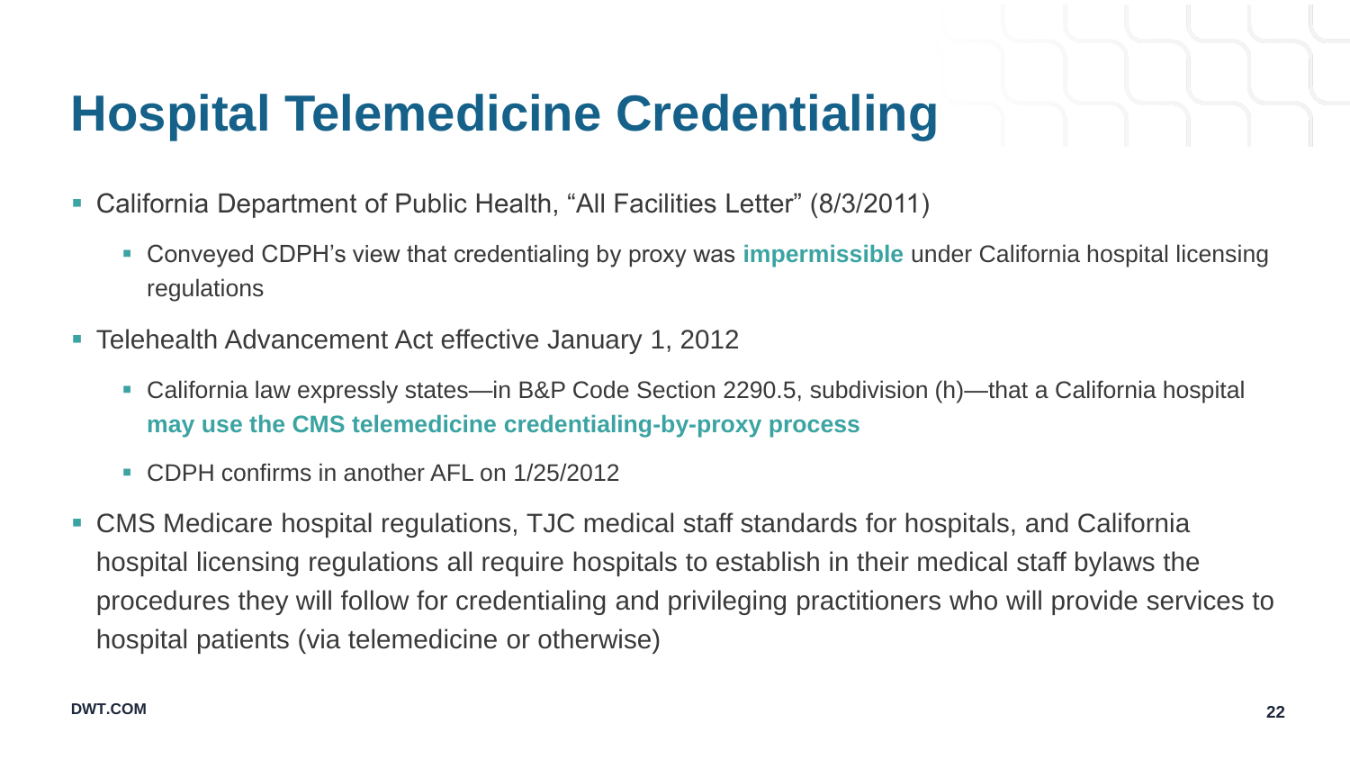# Hospital Telemedicine Credentialing

- California Department of Public Health, "All Facilities Letter" (8/3/2011)
  - Conveyed CDPH's view that credentialing by proxy was **impermissible** under California hospital licensing regulations
- Telehealth Advancement Act effective January 1, 2012
  - California law expressly states—in B&P Code Section 2290.5, subdivision (h)—that a California hospital **may use the CMS telemedicine credentialing-by-proxy process**
  - CDPH confirms in another AFL on 1/25/2012
- CMS Medicare hospital regulations, TJC medical staff standards for hospitals, and California hospital licensing regulations all require hospitals to establish in their medical staff bylaws the procedures they will follow for credentialing and privileging practitioners who will provide services to hospital patients (via telemedicine or otherwise)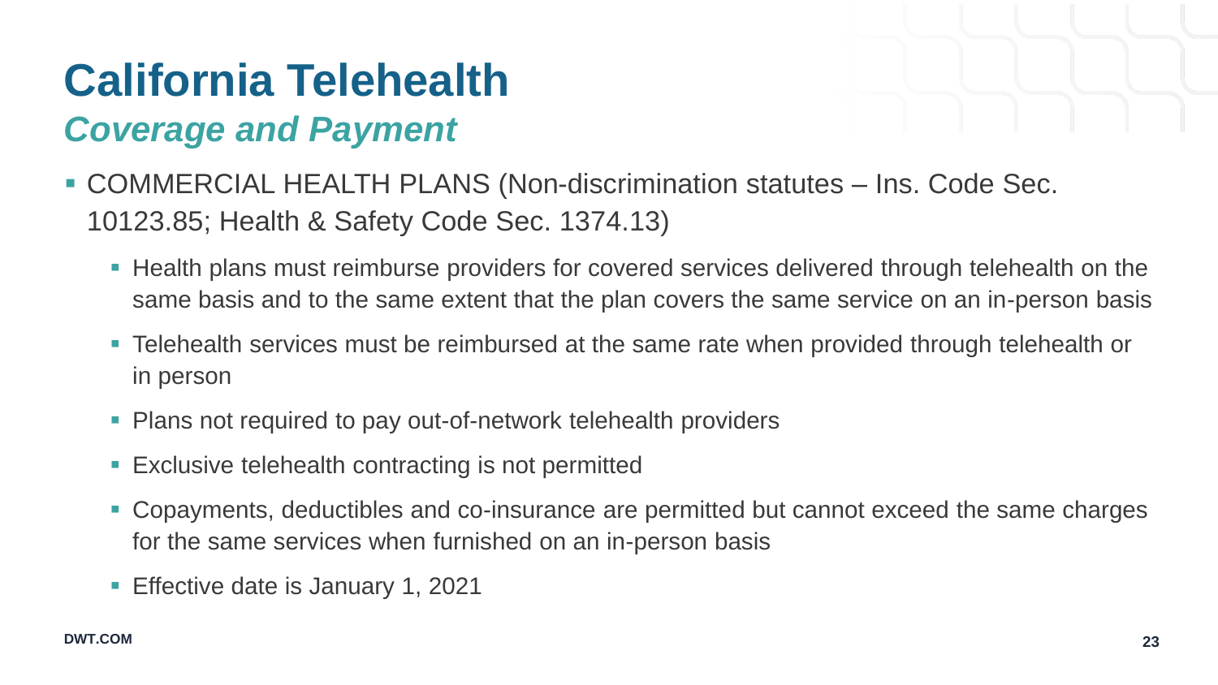# California Telehealth

## *Coverage and Payment*

- COMMERCIAL HEALTH PLANS (Non-discrimination statutes – Ins. Code Sec. 10123.85; Health & Safety Code Sec. 1374.13)
  - Health plans must reimburse providers for covered services delivered through telehealth on the same basis and to the same extent that the plan covers the same service on an in-person basis
  - Telehealth services must be reimbursed at the same rate when provided through telehealth or in person
  - Plans not required to pay out-of-network telehealth providers
  - Exclusive telehealth contracting is not permitted
  - Copayments, deductibles and co-insurance are permitted but cannot exceed the same charges for the same services when furnished on an in-person basis
  - Effective date is January 1, 2021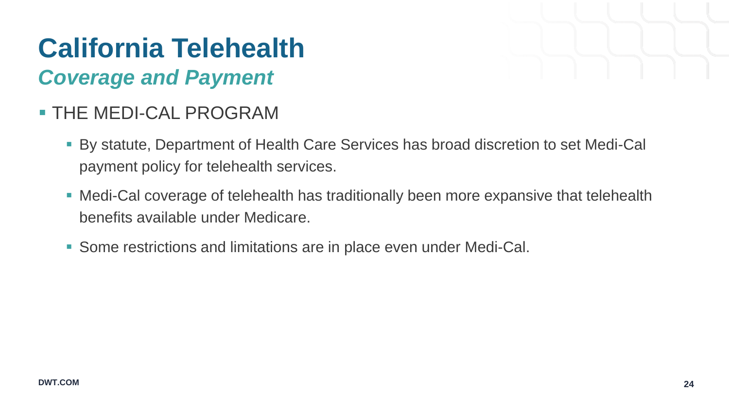# California Telehealth

## *Coverage and Payment*

- THE MEDI-CAL PROGRAM
  - By statute, Department of Health Care Services has broad discretion to set Medi-Cal payment policy for telehealth services.
  - Medi-Cal coverage of telehealth has traditionally been more expansive that telehealth benefits available under Medicare.
  - Some restrictions and limitations are in place even under Medi-Cal.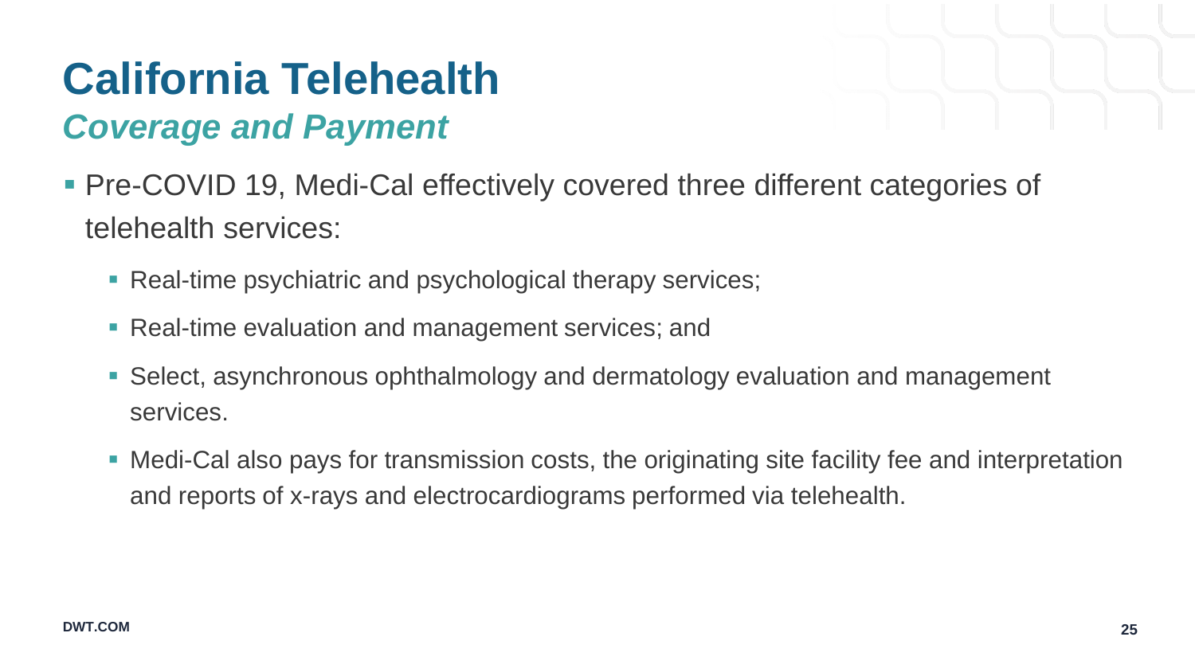# California Telehealth

## *Coverage and Payment*

- Pre-COVID 19, Medi-Cal effectively covered three different categories of telehealth services:
  - Real-time psychiatric and psychological therapy services;
  - Real-time evaluation and management services; and
  - Select, asynchronous ophthalmology and dermatology evaluation and management services.
  - Medi-Cal also pays for transmission costs, the originating site facility fee and interpretation and reports of x-rays and electrocardiograms performed via telehealth.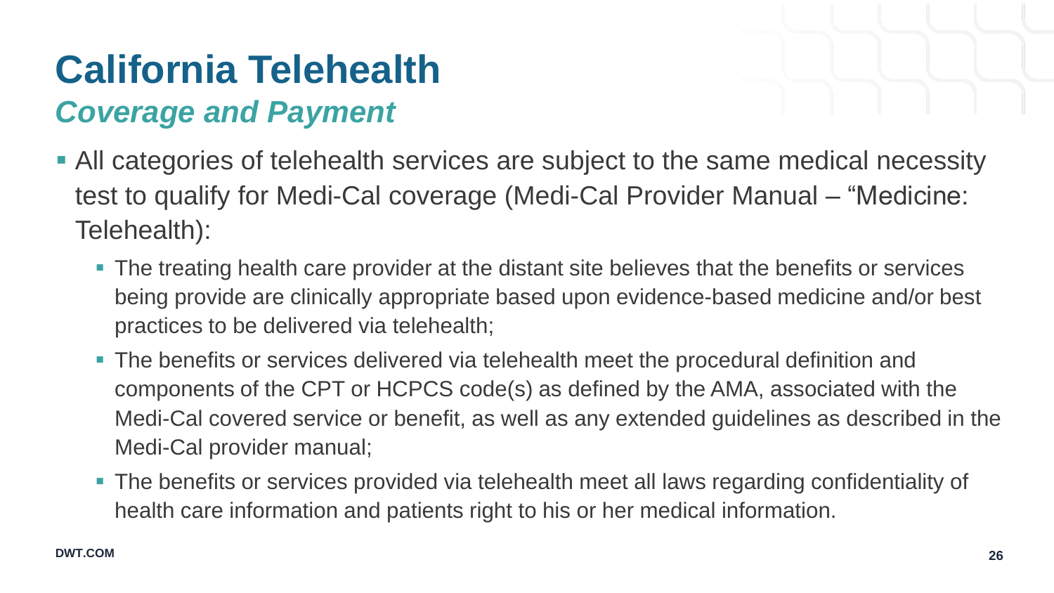# California Telehealth

## *Coverage and Payment*

- All categories of telehealth services are subject to the same medical necessity test to qualify for Medi-Cal coverage (Medi-Cal Provider Manual – "Medicine: Telehealth):
  - The treating health care provider at the distant site believes that the benefits or services being provide are clinically appropriate based upon evidence-based medicine and/or best practices to be delivered via telehealth;
  - The benefits or services delivered via telehealth meet the procedural definition and components of the CPT or HCPCS code(s) as defined by the AMA, associated with the Medi-Cal covered service or benefit, as well as any extended guidelines as described in the Medi-Cal provider manual;
  - The benefits or services provided via telehealth meet all laws regarding confidentiality of health care information and patients right to his or her medical information.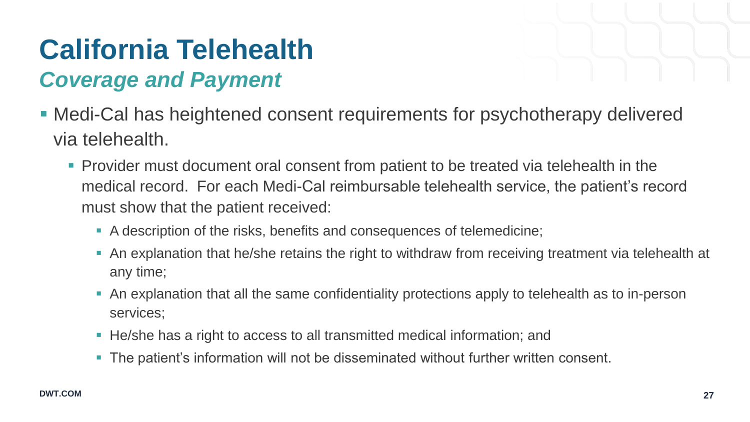# California Telehealth

## *Coverage and Payment*

- Medi-Cal has heightened consent requirements for psychotherapy delivered via telehealth.
  - Provider must document oral consent from patient to be treated via telehealth in the medical record. For each Medi-Cal reimbursable telehealth service, the patient's record must show that the patient received:
    - A description of the risks, benefits and consequences of telemedicine;
    - An explanation that he/she retains the right to withdraw from receiving treatment via telehealth at any time;
    - An explanation that all the same confidentiality protections apply to telehealth as to in-person services;
    - He/she has a right to access to all transmitted medical information; and
    - The patient's information will not be disseminated without further written consent.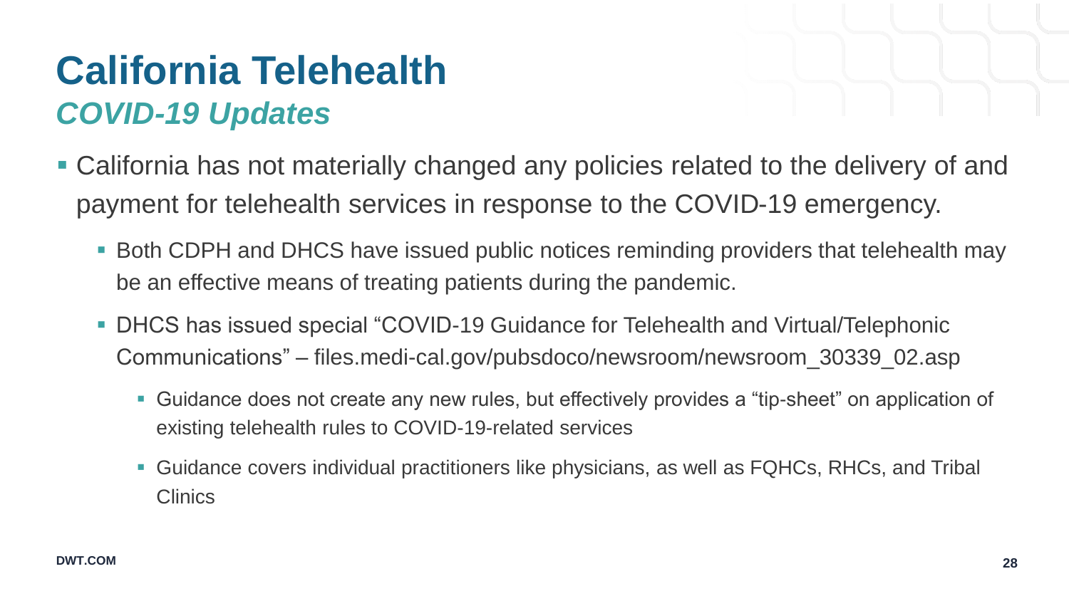# California Telehealth

## *COVID-19 Updates*

- California has not materially changed any policies related to the delivery of and payment for telehealth services in response to the COVID-19 emergency.
  - Both CDPH and DHCS have issued public notices reminding providers that telehealth may be an effective means of treating patients during the pandemic.
  - DHCS has issued special "COVID-19 Guidance for Telehealth and Virtual/Telephonic Communications" – files.medi-cal.gov/pubsdoco/newsroom/newsroom_30339_02.asp
    - Guidance does not create any new rules, but effectively provides a "tip-sheet" on application of existing telehealth rules to COVID-19-related services
    - Guidance covers individual practitioners like physicians, as well as FQHCs, RHCs, and Tribal Clinics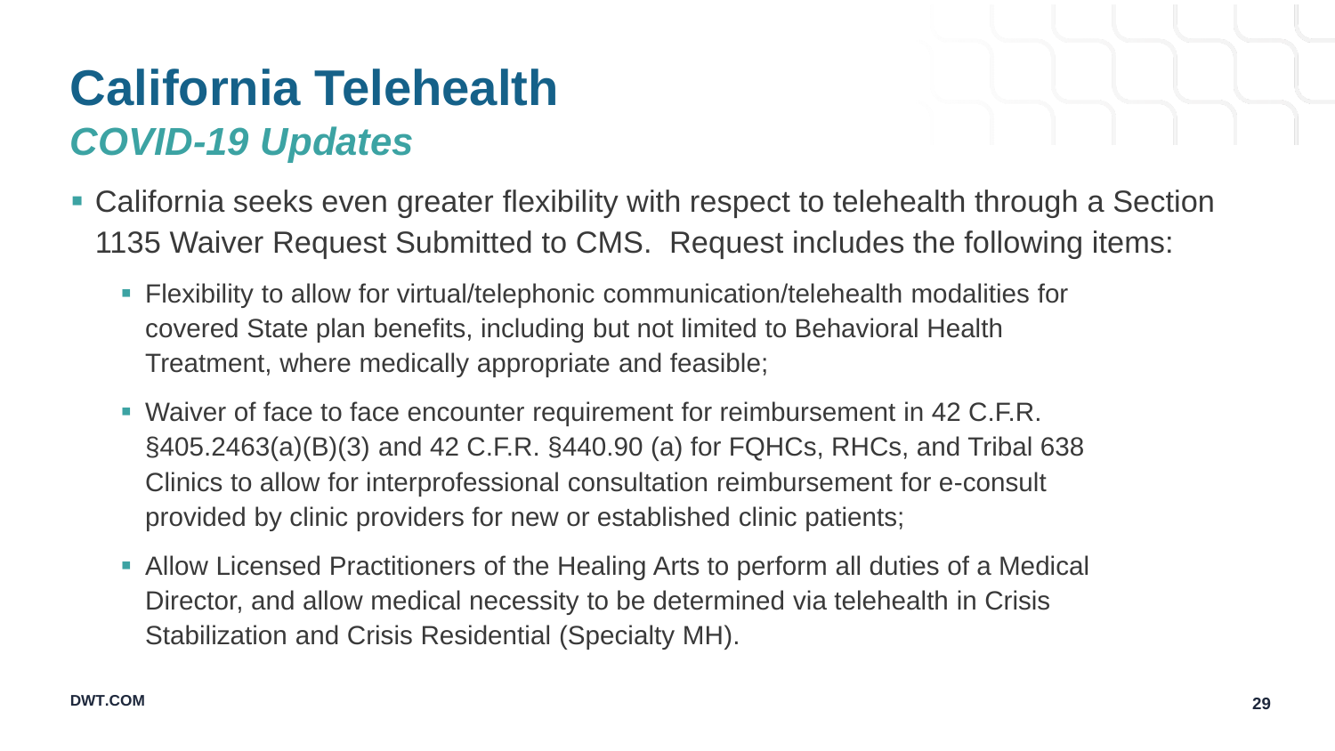# California Telehealth

## *COVID-19 Updates*

- California seeks even greater flexibility with respect to telehealth through a Section 1135 Waiver Request Submitted to CMS. Request includes the following items:
  - Flexibility to allow for virtual/telephonic communication/telehealth modalities for covered State plan benefits, including but not limited to Behavioral Health Treatment, where medically appropriate and feasible;
  - Waiver of face to face encounter requirement for reimbursement in 42 C.F.R. §405.2463(a)(B)(3) and 42 C.F.R. §440.90 (a) for FQHCs, RHCs, and Tribal 638 Clinics to allow for interprofessional consultation reimbursement for e-consult provided by clinic providers for new or established clinic patients;
  - Allow Licensed Practitioners of the Healing Arts to perform all duties of a Medical Director, and allow medical necessity to be determined via telehealth in Crisis Stabilization and Crisis Residential (Specialty MH).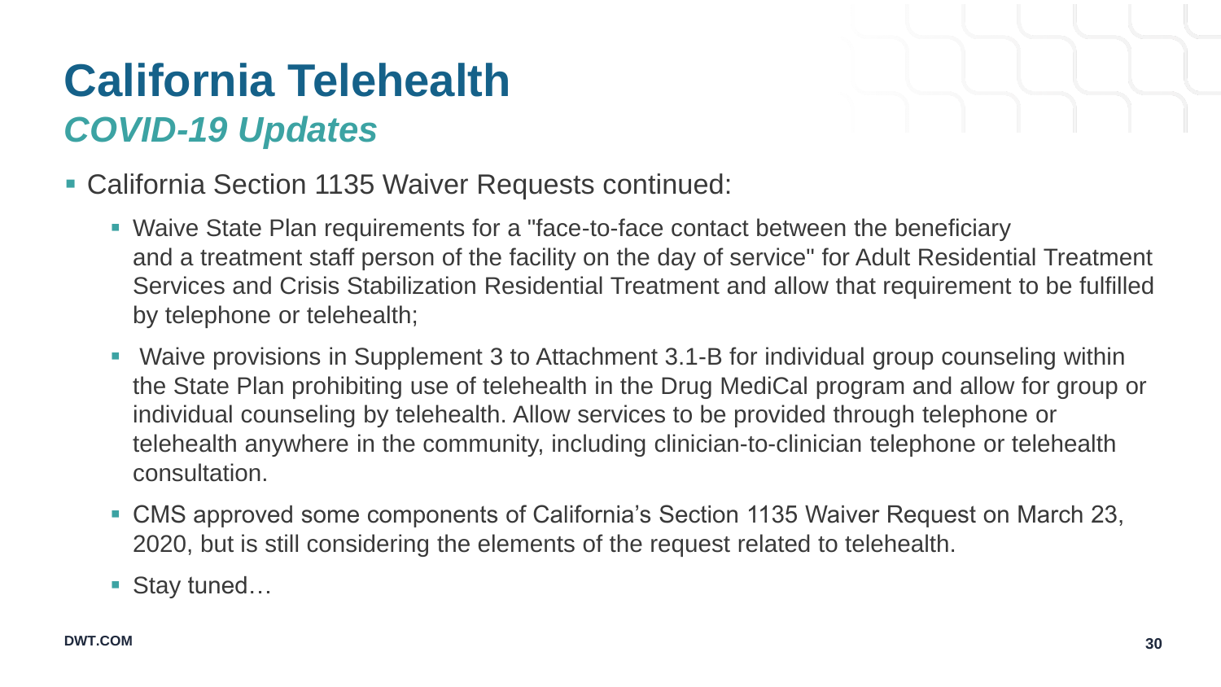# California Telehealth

## *COVID-19 Updates*

- California Section 1135 Waiver Requests continued:
  - Waive State Plan requirements for a "face-to-face contact between the beneficiary and a treatment staff person of the facility on the day of service" for Adult Residential Treatment Services and Crisis Stabilization Residential Treatment and allow that requirement to be fulfilled by telephone or telehealth;
  - Waive provisions in Supplement 3 to Attachment 3.1-B for individual group counseling within the State Plan prohibiting use of telehealth in the Drug MediCal program and allow for group or individual counseling by telehealth. Allow services to be provided through telephone or telehealth anywhere in the community, including clinician-to-clinician telephone or telehealth consultation.
  - CMS approved some components of California's Section 1135 Waiver Request on March 23, 2020, but is still considering the elements of the request related to telehealth.
  - Stay tuned…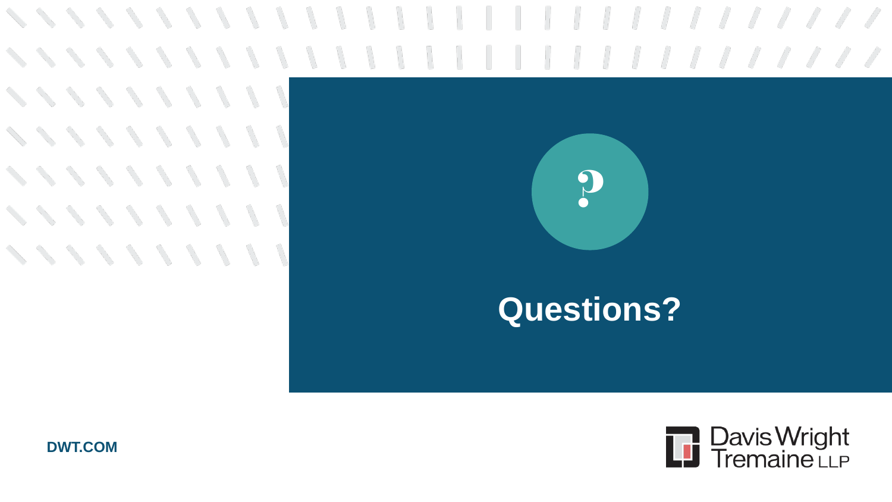# Questions?

DWT.COM

Davis Wright Tremaine LLP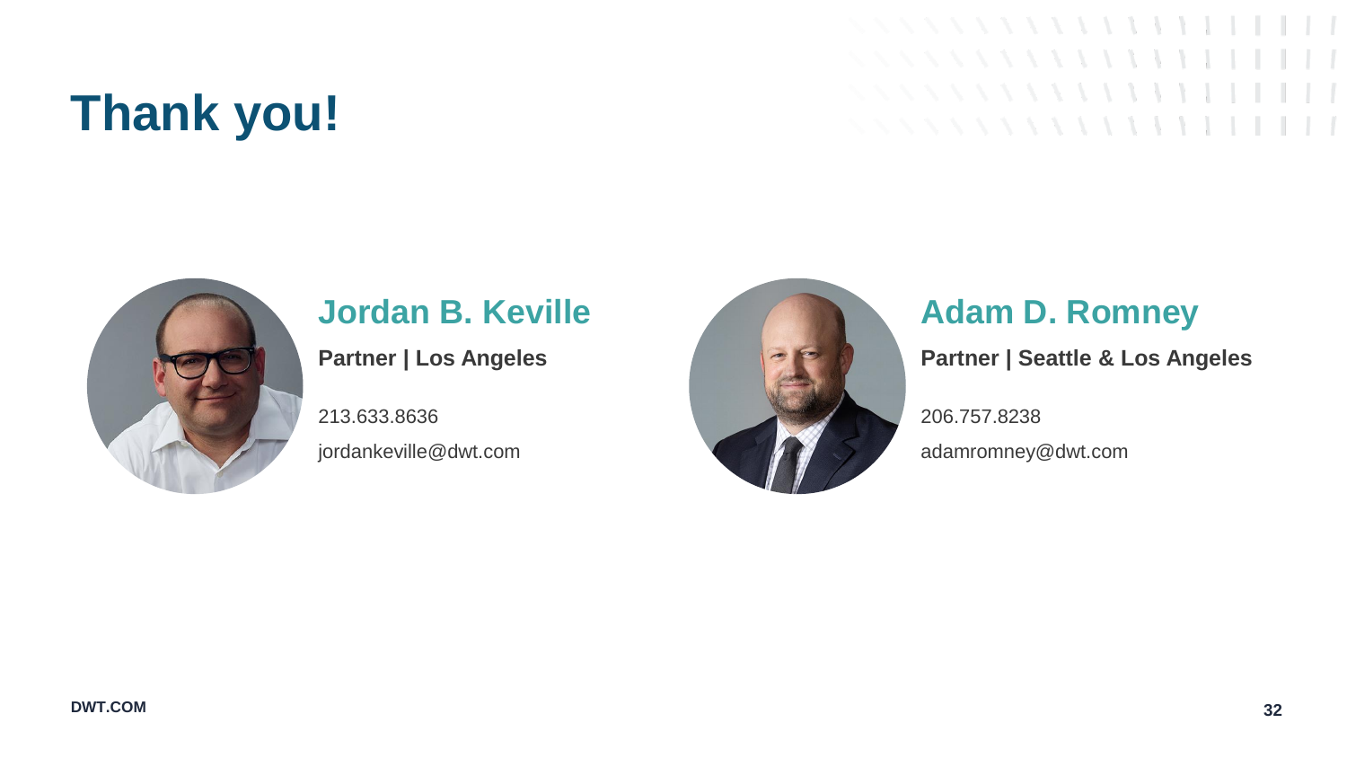# Thank you!

## Jordan B. Keville

**Partner | Los Angeles**

213.633.8636

jordankeville@dwt.com

## Adam D. Romney

**Partner | Seattle & Los Angeles**

206.757.8238

adamromney@dwt.com